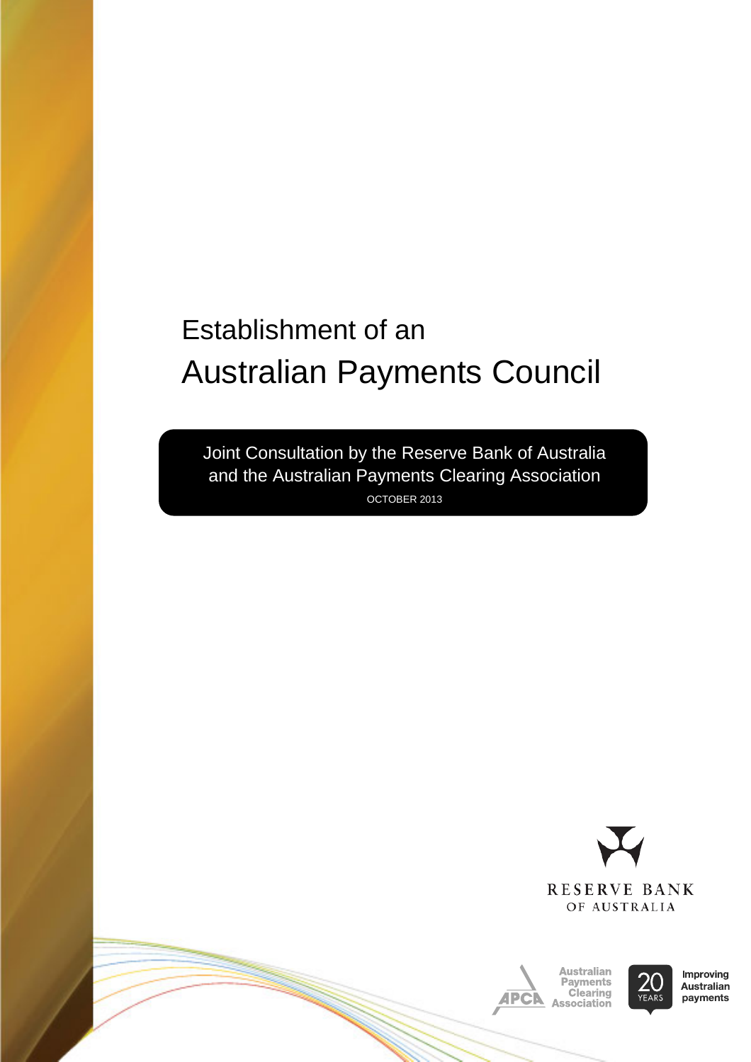# Establishment of an Australian Payments Council

Joint Consultation by the Reserve Bank of Australia and the Australian Payments Clearing Association

OCTOBER 2013

RESERVE BANK OF AUSTRALIA

Australian Payments Clearing Association

20 YEARS

Improving Australian payments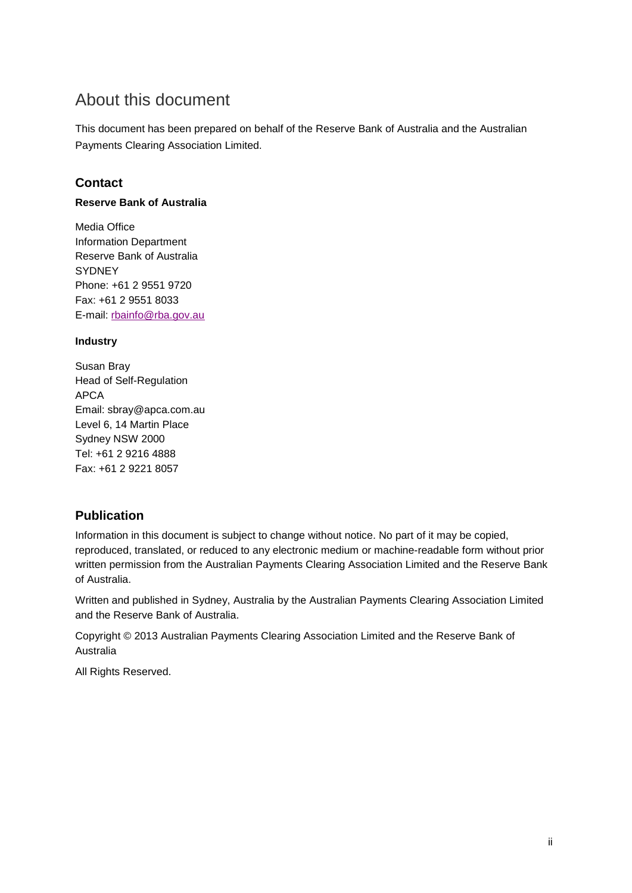# About this document

This document has been prepared on behalf of the Reserve Bank of Australia and the Australian Payments Clearing Association Limited.

## Contact

**Reserve Bank of Australia**

Media Office
Information Department
Reserve Bank of Australia
SYDNEY
Phone: +61 2 9551 9720
Fax: +61 2 9551 8033
E-mail: rbainfo@rba.gov.au

**Industry**

Susan Bray
Head of Self-Regulation
APCA
Email: sbray@apca.com.au
Level 6, 14 Martin Place
Sydney NSW 2000
Tel: +61 2 9216 4888
Fax: +61 2 9221 8057

## Publication

Information in this document is subject to change without notice. No part of it may be copied, reproduced, translated, or reduced to any electronic medium or machine-readable form without prior written permission from the Australian Payments Clearing Association Limited and the Reserve Bank of Australia.

Written and published in Sydney, Australia by the Australian Payments Clearing Association Limited and the Reserve Bank of Australia.

Copyright © 2013 Australian Payments Clearing Association Limited and the Reserve Bank of Australia

All Rights Reserved.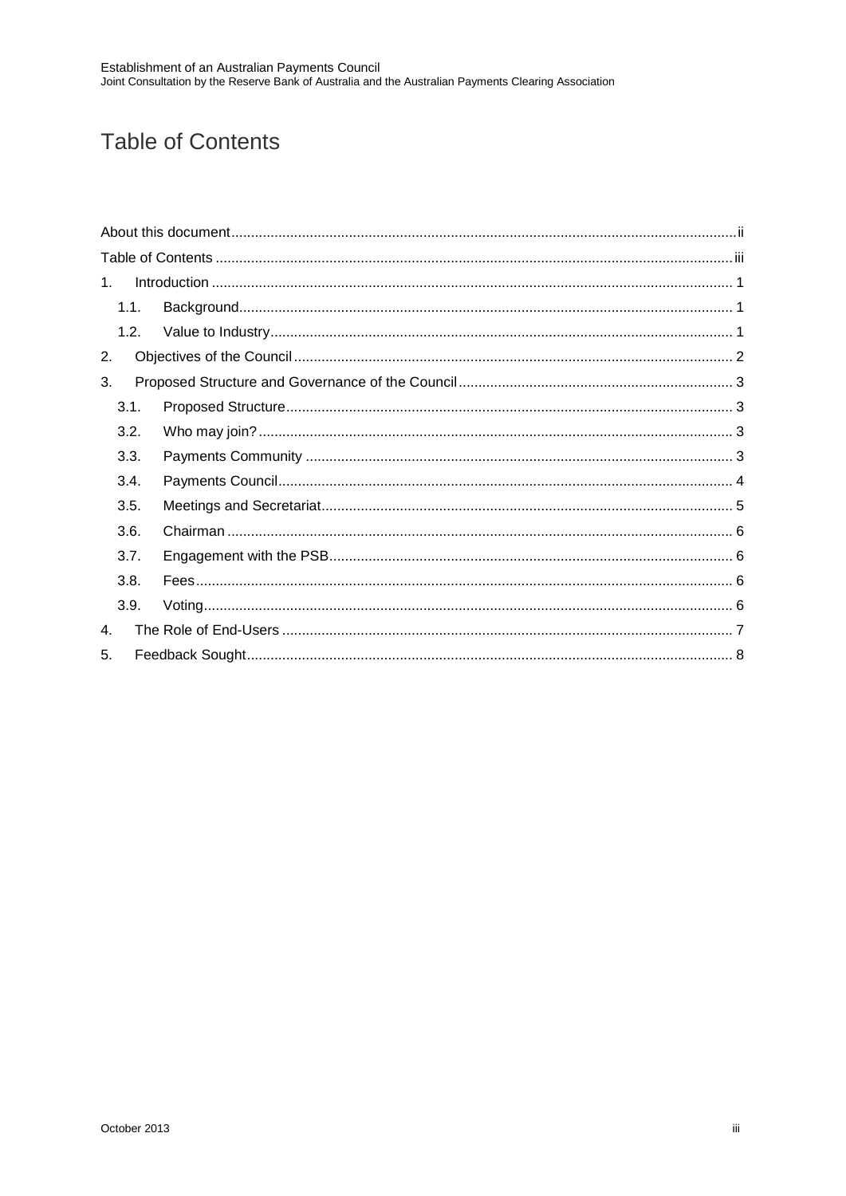# Table of Contents

About this document ... ii

Table of Contents ... iii

1. Introduction ... 1
   - 1.1. Background ... 1
   - 1.2. Value to Industry ... 1
2. Objectives of the Council ... 2
3. Proposed Structure and Governance of the Council ... 3
   - 3.1. Proposed Structure ... 3
   - 3.2. Who may join? ... 3
   - 3.3. Payments Community ... 3
   - 3.4. Payments Council ... 4
   - 3.5. Meetings and Secretariat ... 5
   - 3.6. Chairman ... 6
   - 3.7. Engagement with the PSB ... 6
   - 3.8. Fees ... 6
   - 3.9. Voting ... 6
4. The Role of End-Users ... 7
5. Feedback Sought ... 8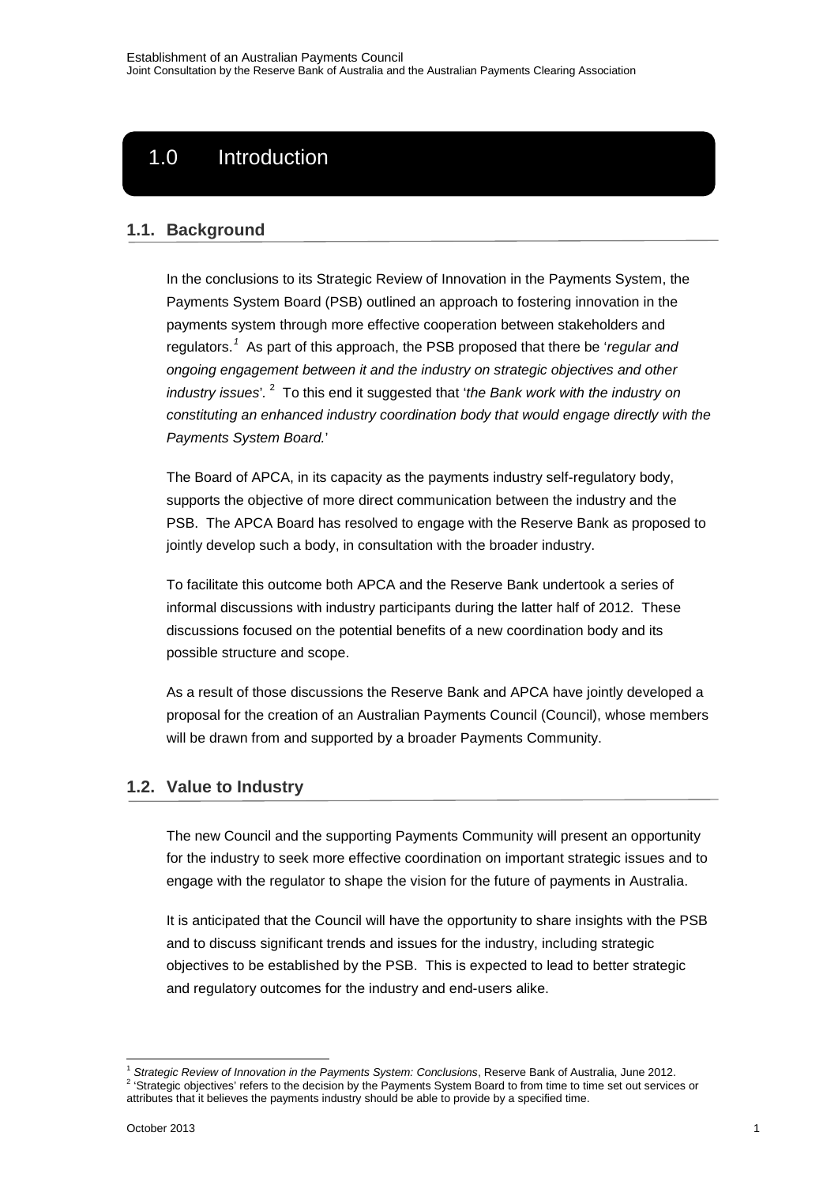# 1.0 Introduction

## 1.1. Background

In the conclusions to its Strategic Review of Innovation in the Payments System, the Payments System Board (PSB) outlined an approach to fostering innovation in the payments system through more effective cooperation between stakeholders and regulators.[1] As part of this approach, the PSB proposed that there be '*regular and ongoing engagement between it and the industry on strategic objectives and other industry issues*'.[2] To this end it suggested that '*the Bank work with the industry on constituting an enhanced industry coordination body that would engage directly with the Payments System Board.*'

The Board of APCA, in its capacity as the payments industry self-regulatory body, supports the objective of more direct communication between the industry and the PSB. The APCA Board has resolved to engage with the Reserve Bank as proposed to jointly develop such a body, in consultation with the broader industry.

To facilitate this outcome both APCA and the Reserve Bank undertook a series of informal discussions with industry participants during the latter half of 2012. These discussions focused on the potential benefits of a new coordination body and its possible structure and scope.

As a result of those discussions the Reserve Bank and APCA have jointly developed a proposal for the creation of an Australian Payments Council (Council), whose members will be drawn from and supported by a broader Payments Community.

## 1.2. Value to Industry

The new Council and the supporting Payments Community will present an opportunity for the industry to seek more effective coordination on important strategic issues and to engage with the regulator to shape the vision for the future of payments in Australia.

It is anticipated that the Council will have the opportunity to share insights with the PSB and to discuss significant trends and issues for the industry, including strategic objectives to be established by the PSB. This is expected to lead to better strategic and regulatory outcomes for the industry and end-users alike.

---

[1] *Strategic Review of Innovation in the Payments System: Conclusions*, Reserve Bank of Australia, June 2012.

[2] 'Strategic objectives' refers to the decision by the Payments System Board to from time to time set out services or attributes that it believes the payments industry should be able to provide by a specified time.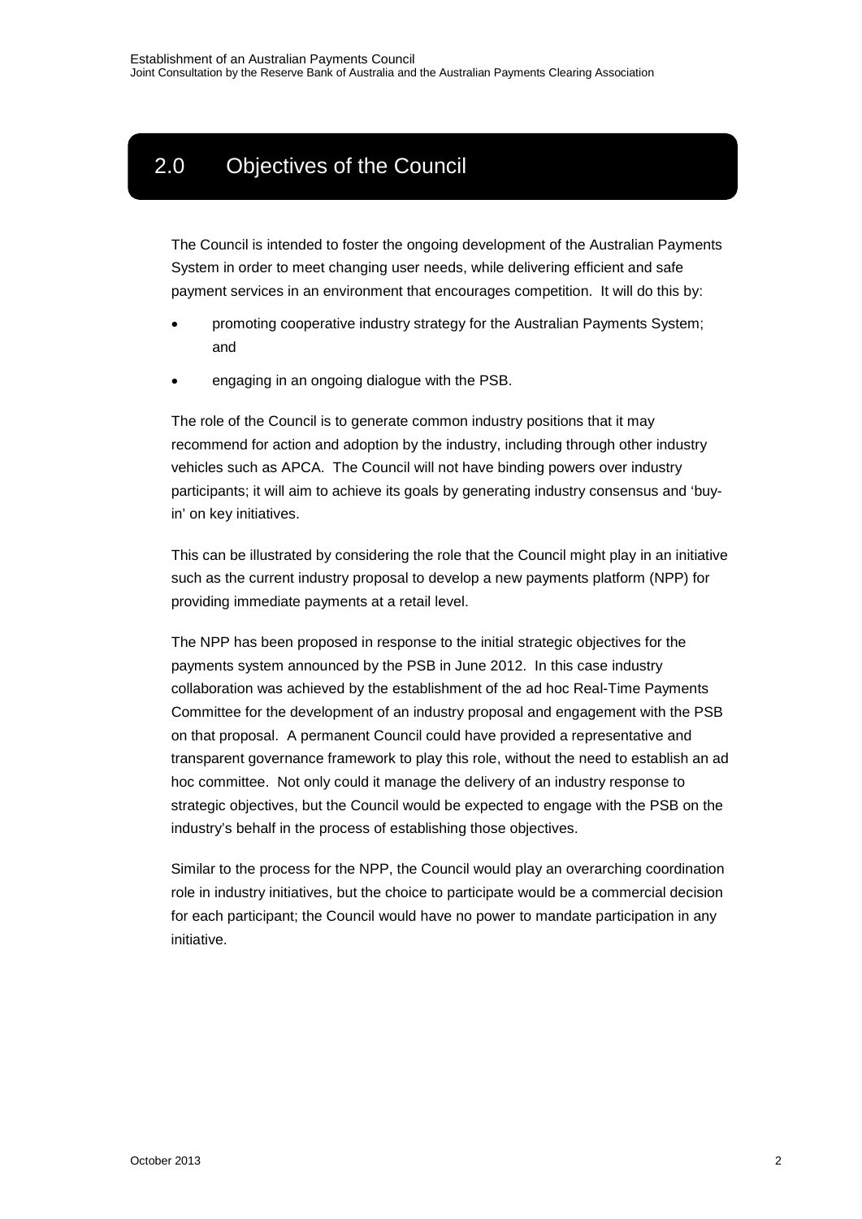## 2.0 Objectives of the Council

The Council is intended to foster the ongoing development of the Australian Payments System in order to meet changing user needs, while delivering efficient and safe payment services in an environment that encourages competition. It will do this by:

- promoting cooperative industry strategy for the Australian Payments System; and
- engaging in an ongoing dialogue with the PSB.

The role of the Council is to generate common industry positions that it may recommend for action and adoption by the industry, including through other industry vehicles such as APCA. The Council will not have binding powers over industry participants; it will aim to achieve its goals by generating industry consensus and 'buy-in' on key initiatives.

This can be illustrated by considering the role that the Council might play in an initiative such as the current industry proposal to develop a new payments platform (NPP) for providing immediate payments at a retail level.

The NPP has been proposed in response to the initial strategic objectives for the payments system announced by the PSB in June 2012. In this case industry collaboration was achieved by the establishment of the ad hoc Real-Time Payments Committee for the development of an industry proposal and engagement with the PSB on that proposal. A permanent Council could have provided a representative and transparent governance framework to play this role, without the need to establish an ad hoc committee. Not only could it manage the delivery of an industry response to strategic objectives, but the Council would be expected to engage with the PSB on the industry's behalf in the process of establishing those objectives.

Similar to the process for the NPP, the Council would play an overarching coordination role in industry initiatives, but the choice to participate would be a commercial decision for each participant; the Council would have no power to mandate participation in any initiative.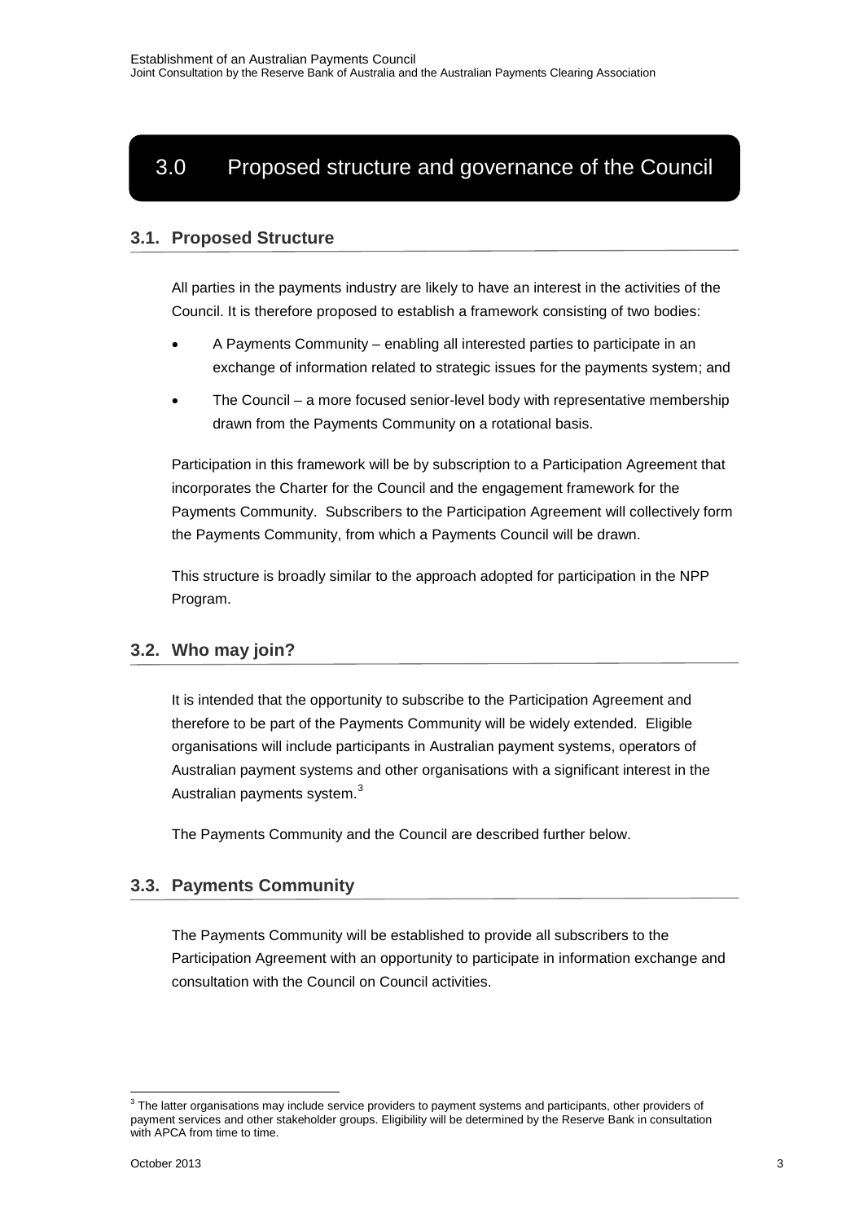# 3.0 Proposed structure and governance of the Council

## 3.1. Proposed Structure

All parties in the payments industry are likely to have an interest in the activities of the Council. It is therefore proposed to establish a framework consisting of two bodies:

- A Payments Community – enabling all interested parties to participate in an exchange of information related to strategic issues for the payments system; and
- The Council – a more focused senior-level body with representative membership drawn from the Payments Community on a rotational basis.

Participation in this framework will be by subscription to a Participation Agreement that incorporates the Charter for the Council and the engagement framework for the Payments Community. Subscribers to the Participation Agreement will collectively form the Payments Community, from which a Payments Council will be drawn.

This structure is broadly similar to the approach adopted for participation in the NPP Program.

## 3.2. Who may join?

It is intended that the opportunity to subscribe to the Participation Agreement and therefore to be part of the Payments Community will be widely extended. Eligible organisations will include participants in Australian payment systems, operators of Australian payment systems and other organisations with a significant interest in the Australian payments system.[3]

The Payments Community and the Council are described further below.

## 3.3. Payments Community

The Payments Community will be established to provide all subscribers to the Participation Agreement with an opportunity to participate in information exchange and consultation with the Council on Council activities.

[3] The latter organisations may include service providers to payment systems and participants, other providers of payment services and other stakeholder groups. Eligibility will be determined by the Reserve Bank in consultation with APCA from time to time.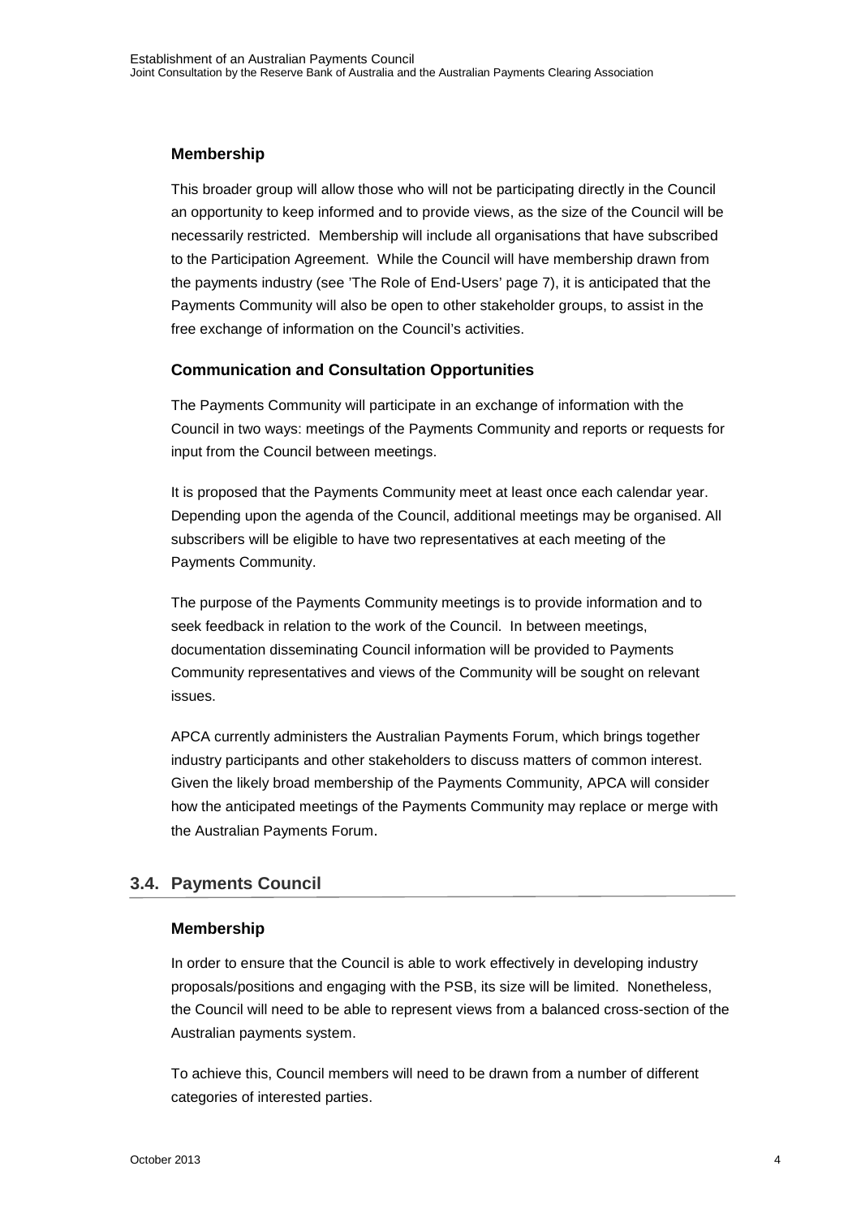### Membership

This broader group will allow those who will not be participating directly in the Council an opportunity to keep informed and to provide views, as the size of the Council will be necessarily restricted. Membership will include all organisations that have subscribed to the Participation Agreement. While the Council will have membership drawn from the payments industry (see 'The Role of End-Users' page 7), it is anticipated that the Payments Community will also be open to other stakeholder groups, to assist in the free exchange of information on the Council's activities.

### Communication and Consultation Opportunities

The Payments Community will participate in an exchange of information with the Council in two ways: meetings of the Payments Community and reports or requests for input from the Council between meetings.

It is proposed that the Payments Community meet at least once each calendar year. Depending upon the agenda of the Council, additional meetings may be organised. All subscribers will be eligible to have two representatives at each meeting of the Payments Community.

The purpose of the Payments Community meetings is to provide information and to seek feedback in relation to the work of the Council. In between meetings, documentation disseminating Council information will be provided to Payments Community representatives and views of the Community will be sought on relevant issues.

APCA currently administers the Australian Payments Forum, which brings together industry participants and other stakeholders to discuss matters of common interest. Given the likely broad membership of the Payments Community, APCA will consider how the anticipated meetings of the Payments Community may replace or merge with the Australian Payments Forum.

## 3.4. Payments Council

### Membership

In order to ensure that the Council is able to work effectively in developing industry proposals/positions and engaging with the PSB, its size will be limited. Nonetheless, the Council will need to be able to represent views from a balanced cross-section of the Australian payments system.

To achieve this, Council members will need to be drawn from a number of different categories of interested parties.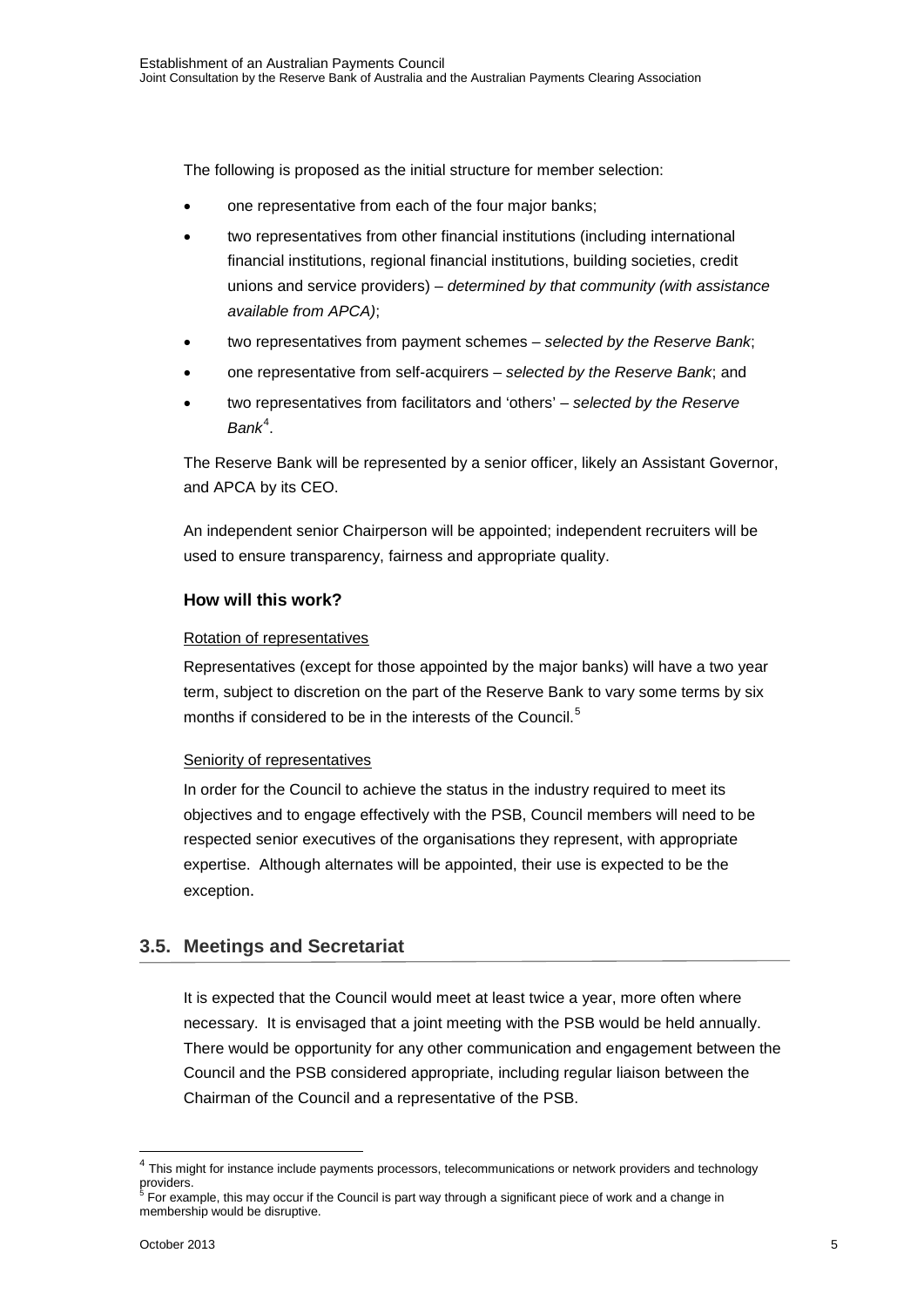The following is proposed as the initial structure for member selection:

- one representative from each of the four major banks;
- two representatives from other financial institutions (including international financial institutions, regional financial institutions, building societies, credit unions and service providers) – *determined by that community (with assistance available from APCA)*;
- two representatives from payment schemes – *selected by the Reserve Bank*;
- one representative from self-acquirers – *selected by the Reserve Bank*; and
- two representatives from facilitators and 'others' – *selected by the Reserve Bank*[4].

The Reserve Bank will be represented by a senior officer, likely an Assistant Governor, and APCA by its CEO.

An independent senior Chairperson will be appointed; independent recruiters will be used to ensure transparency, fairness and appropriate quality.

### How will this work?

Rotation of representatives

Representatives (except for those appointed by the major banks) will have a two year term, subject to discretion on the part of the Reserve Bank to vary some terms by six months if considered to be in the interests of the Council.[5]

Seniority of representatives

In order for the Council to achieve the status in the industry required to meet its objectives and to engage effectively with the PSB, Council members will need to be respected senior executives of the organisations they represent, with appropriate expertise. Although alternates will be appointed, their use is expected to be the exception.

## 3.5. Meetings and Secretariat

It is expected that the Council would meet at least twice a year, more often where necessary. It is envisaged that a joint meeting with the PSB would be held annually. There would be opportunity for any other communication and engagement between the Council and the PSB considered appropriate, including regular liaison between the Chairman of the Council and a representative of the PSB.

---

[4] This might for instance include payments processors, telecommunications or network providers and technology providers.

[5] For example, this may occur if the Council is part way through a significant piece of work and a change in membership would be disruptive.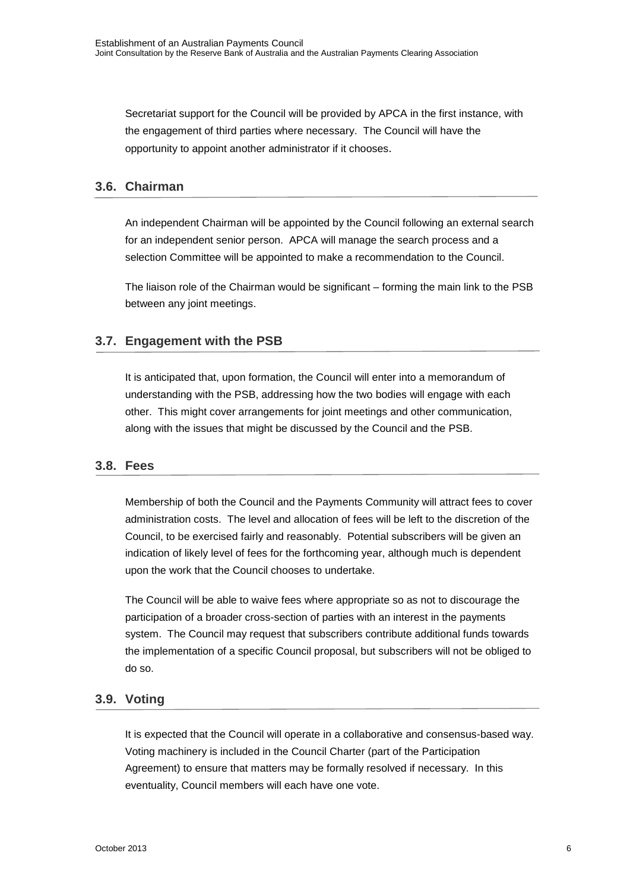Secretariat support for the Council will be provided by APCA in the first instance, with the engagement of third parties where necessary. The Council will have the opportunity to appoint another administrator if it chooses.

### 3.6. Chairman

An independent Chairman will be appointed by the Council following an external search for an independent senior person. APCA will manage the search process and a selection Committee will be appointed to make a recommendation to the Council.

The liaison role of the Chairman would be significant – forming the main link to the PSB between any joint meetings.

### 3.7. Engagement with the PSB

It is anticipated that, upon formation, the Council will enter into a memorandum of understanding with the PSB, addressing how the two bodies will engage with each other. This might cover arrangements for joint meetings and other communication, along with the issues that might be discussed by the Council and the PSB.

### 3.8. Fees

Membership of both the Council and the Payments Community will attract fees to cover administration costs. The level and allocation of fees will be left to the discretion of the Council, to be exercised fairly and reasonably. Potential subscribers will be given an indication of likely level of fees for the forthcoming year, although much is dependent upon the work that the Council chooses to undertake.

The Council will be able to waive fees where appropriate so as not to discourage the participation of a broader cross-section of parties with an interest in the payments system. The Council may request that subscribers contribute additional funds towards the implementation of a specific Council proposal, but subscribers will not be obliged to do so.

### 3.9. Voting

It is expected that the Council will operate in a collaborative and consensus-based way. Voting machinery is included in the Council Charter (part of the Participation Agreement) to ensure that matters may be formally resolved if necessary. In this eventuality, Council members will each have one vote.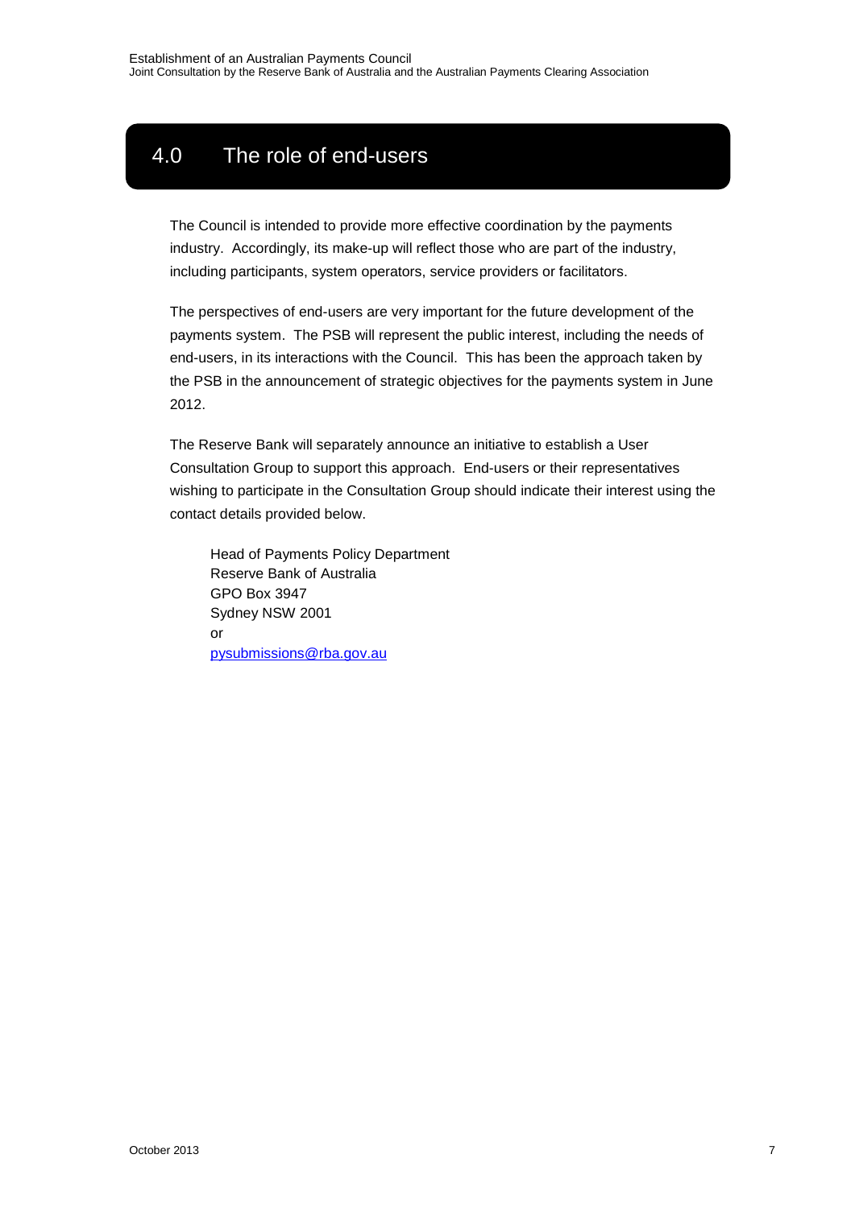## 4.0 The role of end-users

The Council is intended to provide more effective coordination by the payments industry. Accordingly, its make-up will reflect those who are part of the industry, including participants, system operators, service providers or facilitators.

The perspectives of end-users are very important for the future development of the payments system. The PSB will represent the public interest, including the needs of end-users, in its interactions with the Council. This has been the approach taken by the PSB in the announcement of strategic objectives for the payments system in June 2012.

The Reserve Bank will separately announce an initiative to establish a User Consultation Group to support this approach. End-users or their representatives wishing to participate in the Consultation Group should indicate their interest using the contact details provided below.

Head of Payments Policy Department
Reserve Bank of Australia
GPO Box 3947
Sydney NSW 2001
or
pysubmissions@rba.gov.au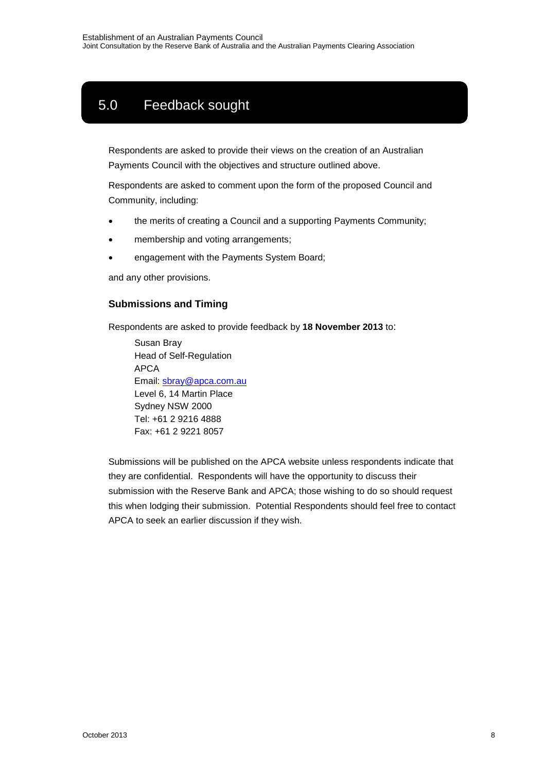# 5.0 Feedback sought

Respondents are asked to provide their views on the creation of an Australian Payments Council with the objectives and structure outlined above.

Respondents are asked to comment upon the form of the proposed Council and Community, including:

- the merits of creating a Council and a supporting Payments Community;
- membership and voting arrangements;
- engagement with the Payments System Board;

and any other provisions.

### Submissions and Timing

Respondents are asked to provide feedback by **18 November 2013** to:

Susan Bray
Head of Self-Regulation
APCA
Email: sbray@apca.com.au
Level 6, 14 Martin Place
Sydney NSW 2000
Tel: +61 2 9216 4888
Fax: +61 2 9221 8057

Submissions will be published on the APCA website unless respondents indicate that they are confidential. Respondents will have the opportunity to discuss their submission with the Reserve Bank and APCA; those wishing to do so should request this when lodging their submission. Potential Respondents should feel free to contact APCA to seek an earlier discussion if they wish.